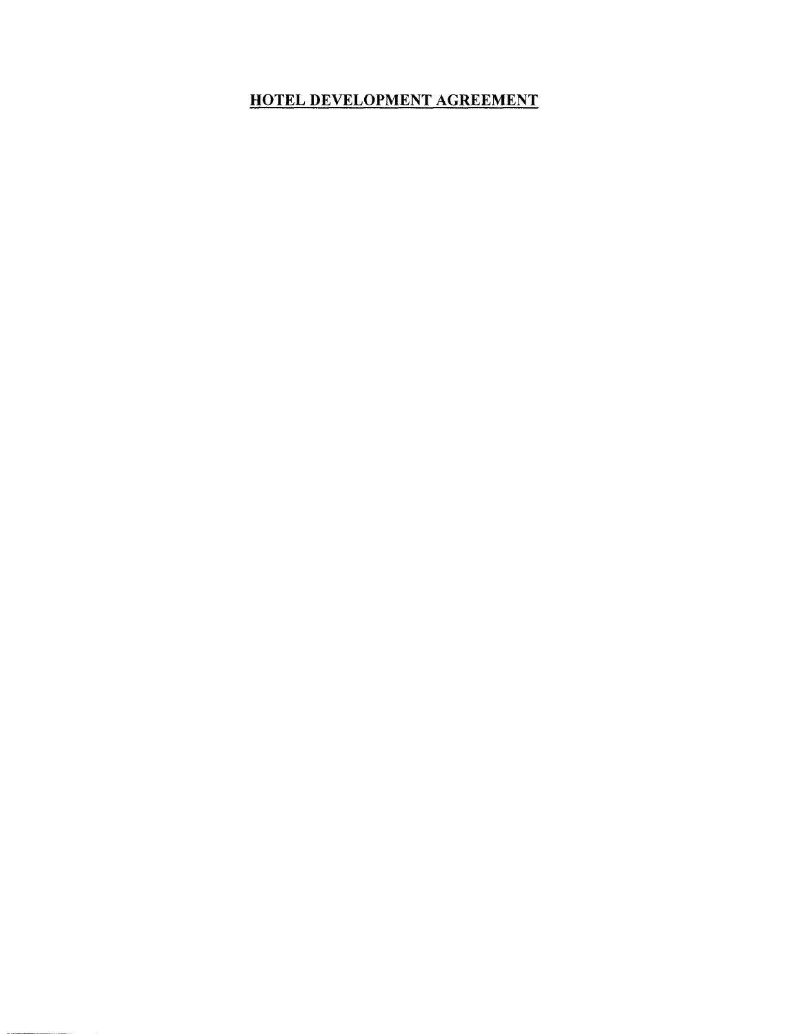# HOTEL DEVELOPMENT AGREEMENT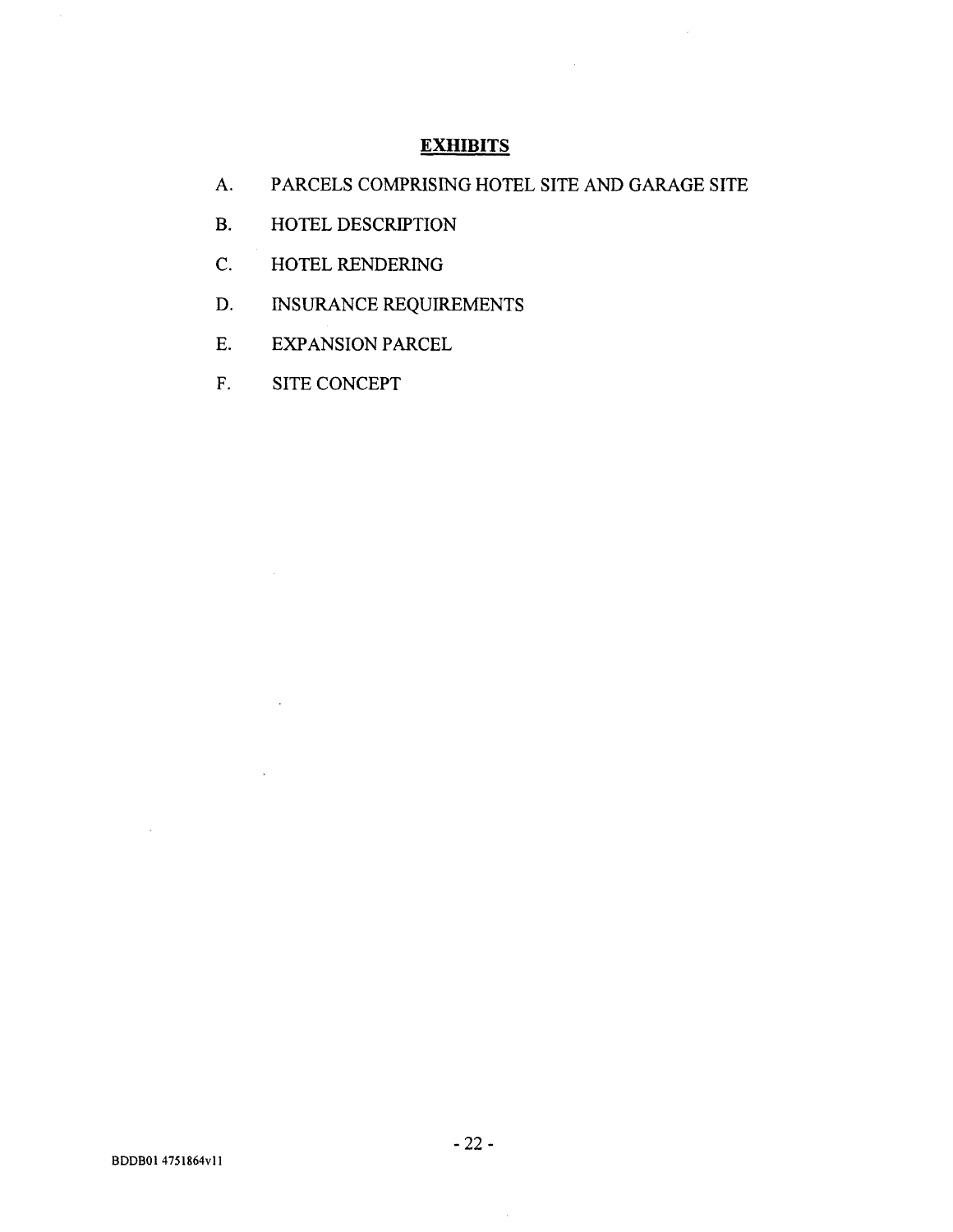## EXHIBITS

A. PARCELS COMPRISING HOTEL SITE AND GARAGE SITE

B. HOTEL DESCRIPTION

C. HOTEL RENDERING

D. INSURANCE REQUIREMENTS

E. EXPANSION PARCEL

F. SITE CONCEPT

BDDB01 4751864v11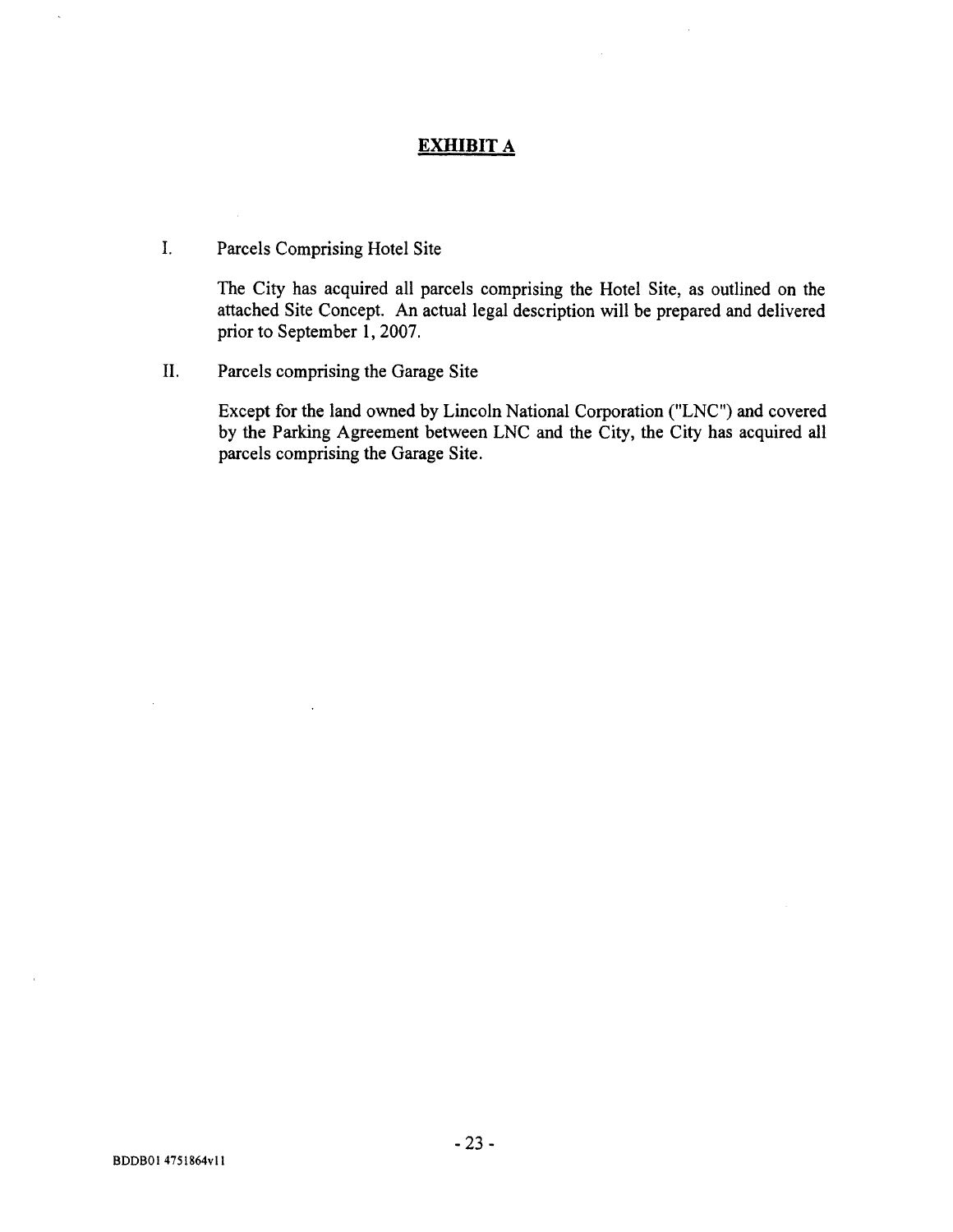# EXHIBIT A

I. Parcels Comprising Hotel Site

The City has acquired all parcels comprising the Hotel Site, as outlined on the attached Site Concept. An actual legal description will be prepared and delivered prior to September 1, 2007.

II. Parcels comprising the Garage Site

Except for the land owned by Lincoln National Corporation ("LNC") and covered by the Parking Agreement between LNC and the City, the City has acquired all parcels comprising the Garage Site.

BDDB01 4751864v11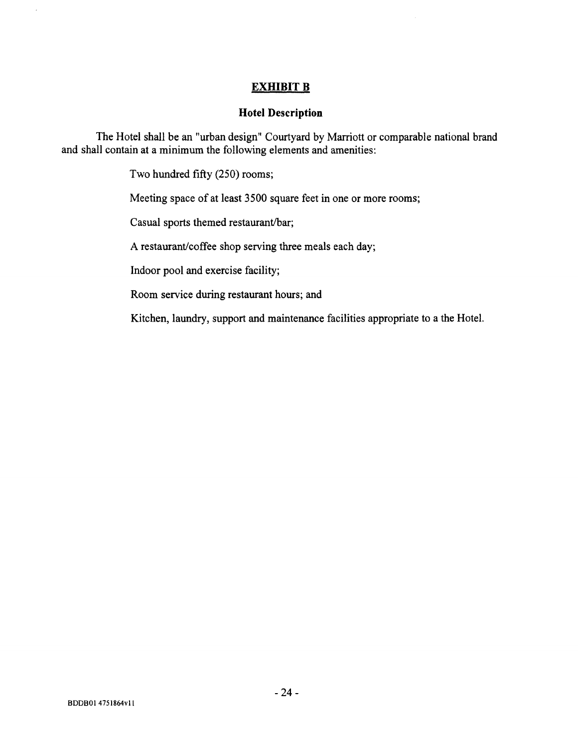# EXHIBIT B

## Hotel Description

The Hotel shall be an "urban design" Courtyard by Marriott or comparable national brand and shall contain at a minimum the following elements and amenities:

Two hundred fifty (250) rooms;

Meeting space of at least 3500 square feet in one or more rooms;

Casual sports themed restaurant/bar;

A restaurant/coffee shop serving three meals each day;

Indoor pool and exercise facility;

Room service during restaurant hours; and

Kitchen, laundry, support and maintenance facilities appropriate to a the Hotel.

BDDB01 4751864v11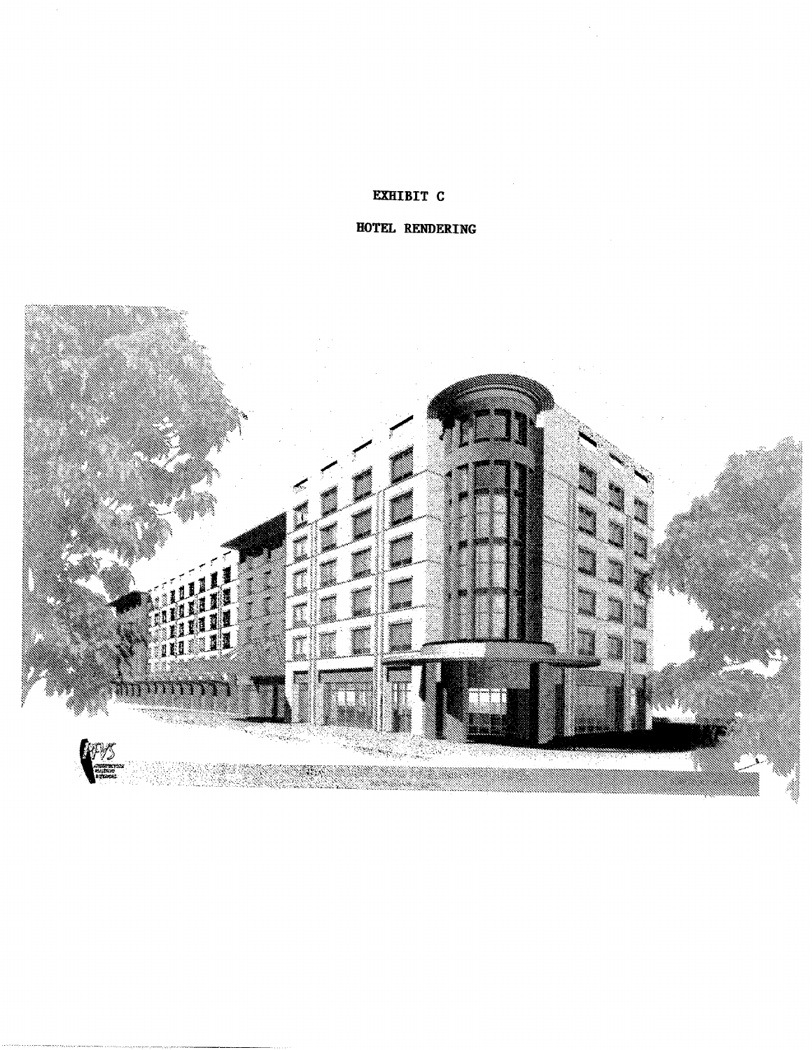# EXHIBIT C

## HOTEL RENDERING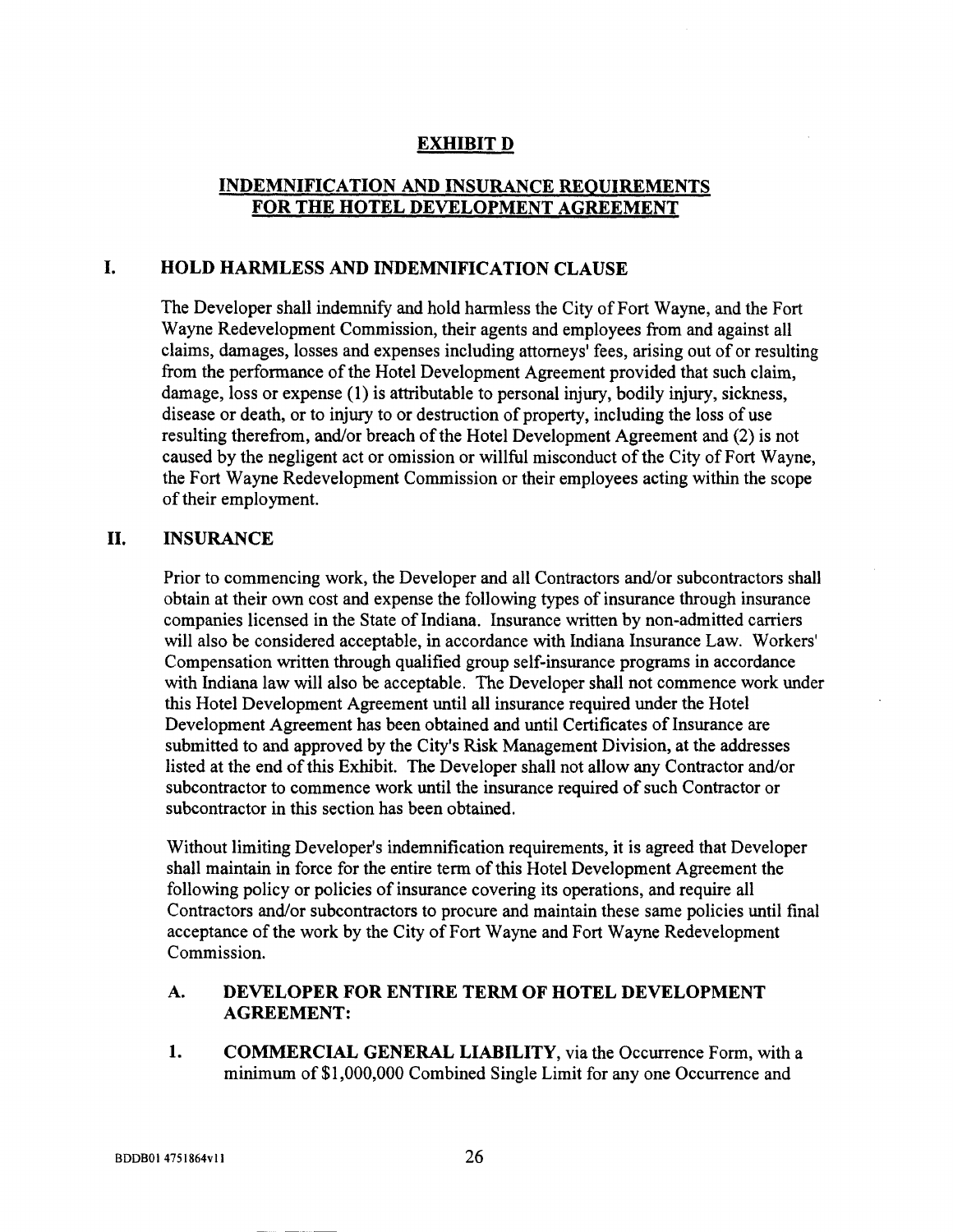## EXHIBIT D

## INDEMNIFICATION AND INSURANCE REQUIREMENTS FOR THE HOTEL DEVELOPMENT AGREEMENT

### I. HOLD HARMLESS AND INDEMNIFICATION CLAUSE

The Developer shall indemnify and hold harmless the City of Fort Wayne, and the Fort Wayne Redevelopment Commission, their agents and employees from and against all claims, damages, losses and expenses including attorneys' fees, arising out of or resulting from the performance of the Hotel Development Agreement provided that such claim, damage, loss or expense (1) is attributable to personal injury, bodily injury, sickness, disease or death, or to injury to or destruction of property, including the loss of use resulting therefrom, and/or breach of the Hotel Development Agreement and (2) is not caused by the negligent act or omission or willful misconduct of the City of Fort Wayne, the Fort Wayne Redevelopment Commission or their employees acting within the scope of their employment.

### II. INSURANCE

Prior to commencing work, the Developer and all Contractors and/or subcontractors shall obtain at their own cost and expense the following types of insurance through insurance companies licensed in the State of Indiana. Insurance written by non-admitted carriers will also be considered acceptable, in accordance with Indiana Insurance Law. Workers' Compensation written through qualified group self-insurance programs in accordance with Indiana law will also be acceptable. The Developer shall not commence work under this Hotel Development Agreement until all insurance required under the Hotel Development Agreement has been obtained and until Certificates of Insurance are submitted to and approved by the City's Risk Management Division, at the addresses listed at the end of this Exhibit. The Developer shall not allow any Contractor and/or subcontractor to commence work until the insurance required of such Contractor or subcontractor in this section has been obtained.

Without limiting Developer's indemnification requirements, it is agreed that Developer shall maintain in force for the entire term of this Hotel Development Agreement the following policy or policies of insurance covering its operations, and require all Contractors and/or subcontractors to procure and maintain these same policies until final acceptance of the work by the City of Fort Wayne and Fort Wayne Redevelopment Commission.

#### A. DEVELOPER FOR ENTIRE TERM OF HOTEL DEVELOPMENT AGREEMENT:

1. **COMMERCIAL GENERAL LIABILITY**, via the Occurrence Form, with a minimum of $1,000,000 Combined Single Limit for any one Occurrence and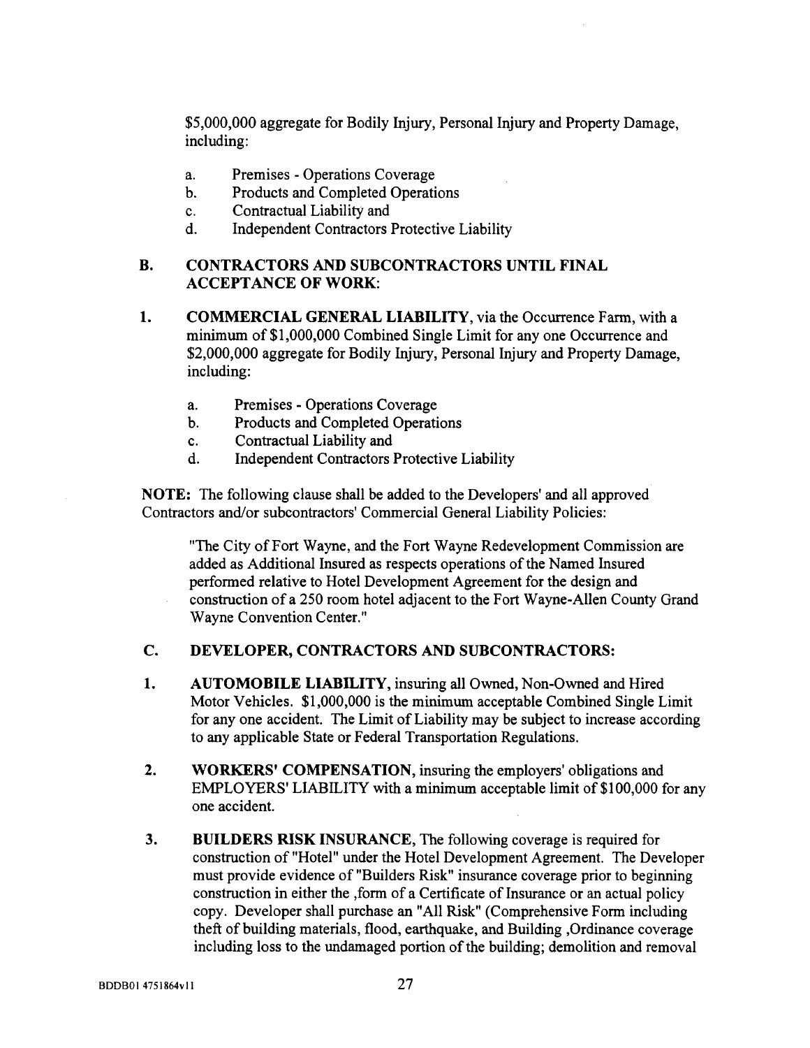$5,000,000 aggregate for Bodily Injury, Personal Injury and Property Damage, including:

a. Premises - Operations Coverage
b. Products and Completed Operations
c. Contractual Liability and
d. Independent Contractors Protective Liability

**B. CONTRACTORS AND SUBCONTRACTORS UNTIL FINAL ACCEPTANCE OF WORK:**

**1. COMMERCIAL GENERAL LIABILITY**, via the Occurrence Farm, with a minimum of $1,000,000 Combined Single Limit for any one Occurrence and $2,000,000 aggregate for Bodily Injury, Personal Injury and Property Damage, including:

a. Premises - Operations Coverage
b. Products and Completed Operations
c. Contractual Liability and
d. Independent Contractors Protective Liability

**NOTE:** The following clause shall be added to the Developers' and all approved Contractors and/or subcontractors' Commercial General Liability Policies:

> "The City of Fort Wayne, and the Fort Wayne Redevelopment Commission are added as Additional Insured as respects operations of the Named Insured performed relative to Hotel Development Agreement for the design and construction of a 250 room hotel adjacent to the Fort Wayne-Allen County Grand Wayne Convention Center."

**C. DEVELOPER, CONTRACTORS AND SUBCONTRACTORS:**

**1. AUTOMOBILE LIABILITY**, insuring all Owned, Non-Owned and Hired Motor Vehicles. $1,000,000 is the minimum acceptable Combined Single Limit for any one accident. The Limit of Liability may be subject to increase according to any applicable State or Federal Transportation Regulations.

**2. WORKERS' COMPENSATION**, insuring the employers' obligations and EMPLOYERS' LIABILITY with a minimum acceptable limit of $100,000 for any one accident.

**3. BUILDERS RISK INSURANCE**, The following coverage is required for construction of "Hotel" under the Hotel Development Agreement. The Developer must provide evidence of "Builders Risk" insurance coverage prior to beginning construction in either the ,form of a Certificate of Insurance or an actual policy copy. Developer shall purchase an "All Risk" (Comprehensive Form including theft of building materials, flood, earthquake, and Building ,Ordinance coverage including loss to the undamaged portion of the building; demolition and removal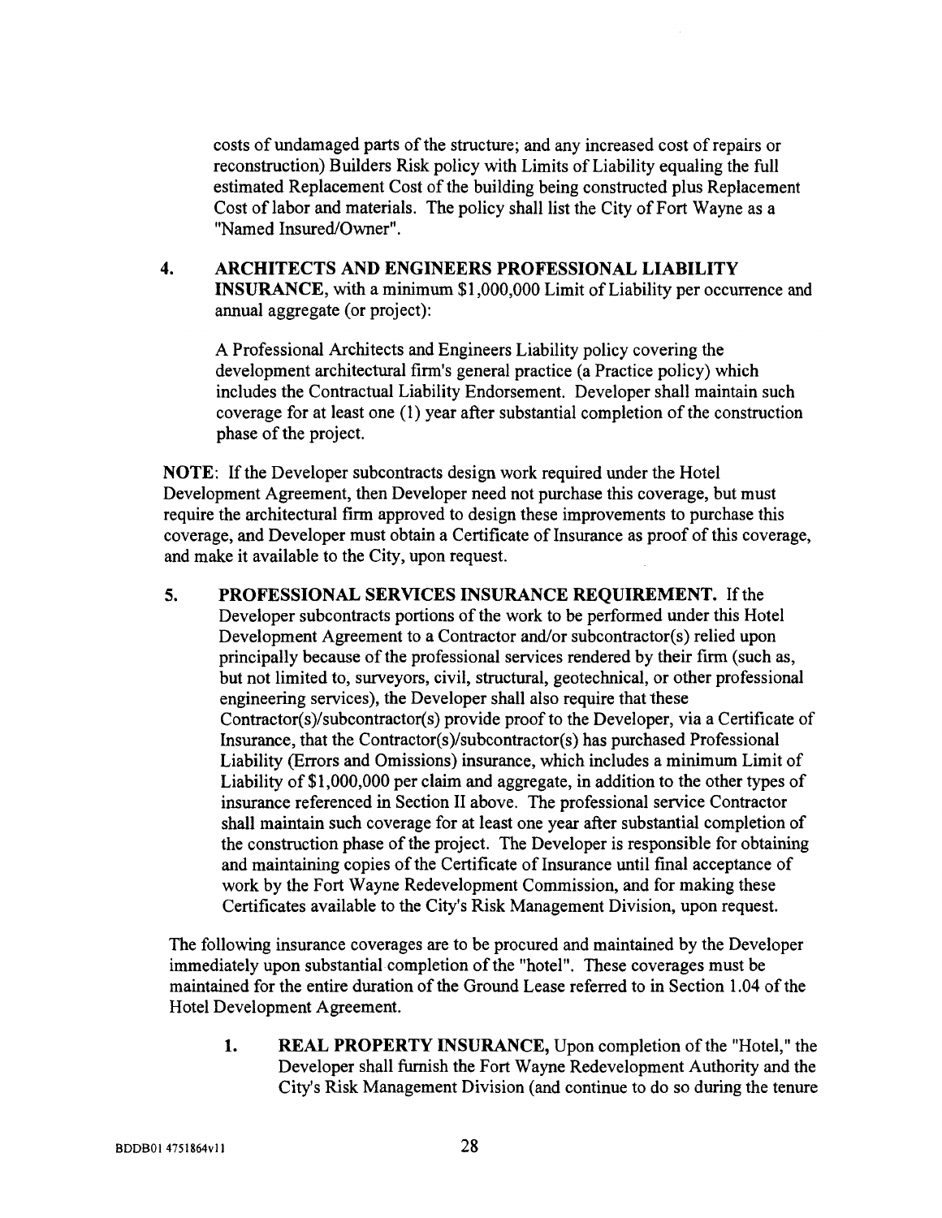costs of undamaged parts of the structure; and any increased cost of repairs or reconstruction) Builders Risk policy with Limits of Liability equaling the full estimated Replacement Cost of the building being constructed plus Replacement Cost of labor and materials. The policy shall list the City of Fort Wayne as a "Named Insured/Owner".

4. **ARCHITECTS AND ENGINEERS PROFESSIONAL LIABILITY INSURANCE,** with a minimum $1,000,000 Limit of Liability per occurrence and annual aggregate (or project):

   A Professional Architects and Engineers Liability policy covering the development architectural firm's general practice (a Practice policy) which includes the Contractual Liability Endorsement. Developer shall maintain such coverage for at least one (1) year after substantial completion of the construction phase of the project.

**NOTE**: If the Developer subcontracts design work required under the Hotel Development Agreement, then Developer need not purchase this coverage, but must require the architectural firm approved to design these improvements to purchase this coverage, and Developer must obtain a Certificate of Insurance as proof of this coverage, and make it available to the City, upon request.

5. **PROFESSIONAL SERVICES INSURANCE REQUIREMENT.** If the Developer subcontracts portions of the work to be performed under this Hotel Development Agreement to a Contractor and/or subcontractor(s) relied upon principally because of the professional services rendered by their firm (such as, but not limited to, surveyors, civil, structural, geotechnical, or other professional engineering services), the Developer shall also require that these Contractor(s)/subcontractor(s) provide proof to the Developer, via a Certificate of Insurance, that the Contractor(s)/subcontractor(s) has purchased Professional Liability (Errors and Omissions) insurance, which includes a minimum Limit of Liability of $1,000,000 per claim and aggregate, in addition to the other types of insurance referenced in Section II above. The professional service Contractor shall maintain such coverage for at least one year after substantial completion of the construction phase of the project. The Developer is responsible for obtaining and maintaining copies of the Certificate of Insurance until final acceptance of work by the Fort Wayne Redevelopment Commission, and for making these Certificates available to the City's Risk Management Division, upon request.

The following insurance coverages are to be procured and maintained by the Developer immediately upon substantial completion of the "hotel". These coverages must be maintained for the entire duration of the Ground Lease referred to in Section 1.04 of the Hotel Development Agreement.

1. **REAL PROPERTY INSURANCE,** Upon completion of the "Hotel," the Developer shall furnish the Fort Wayne Redevelopment Authority and the City's Risk Management Division (and continue to do so during the tenure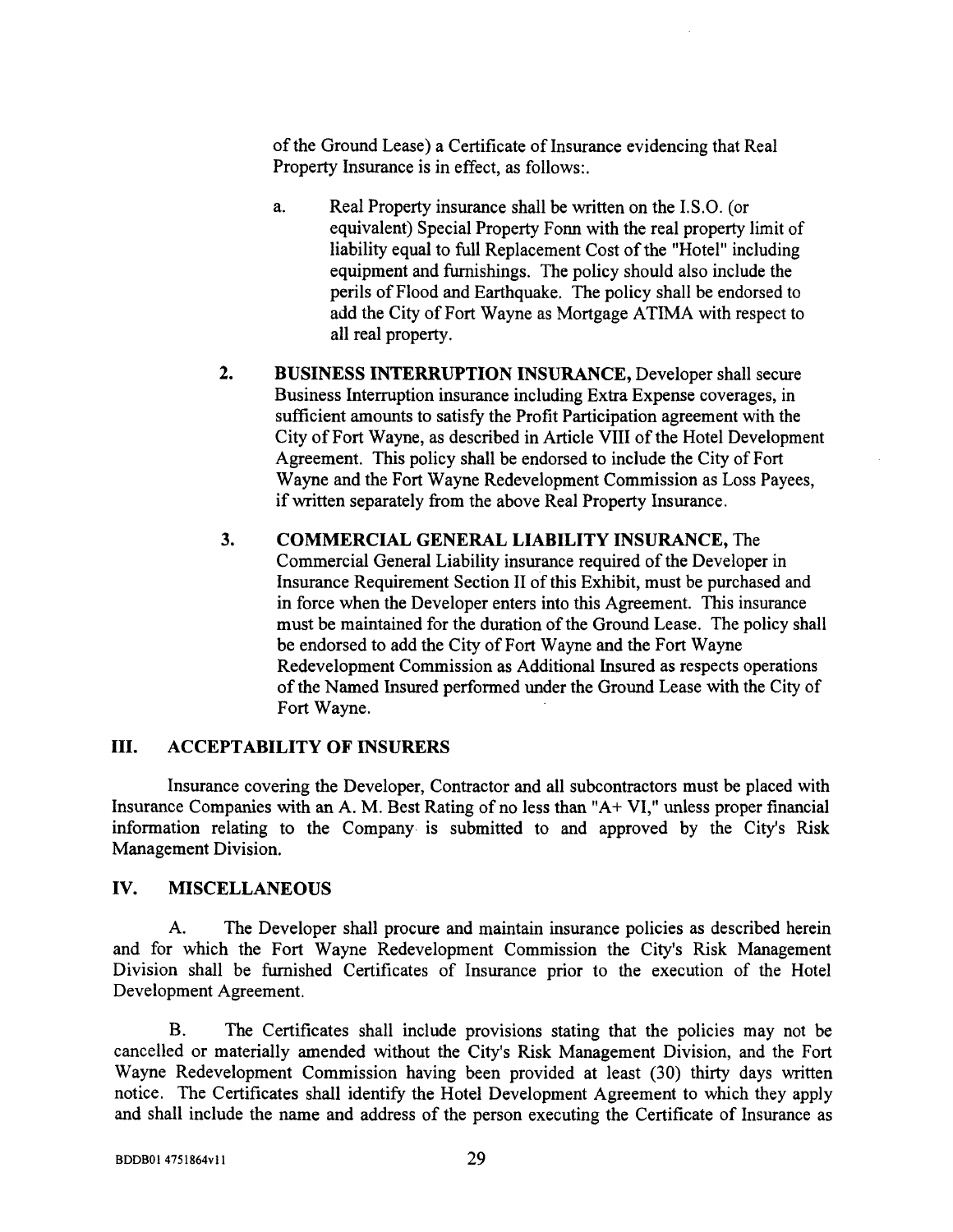of the Ground Lease) a Certificate of Insurance evidencing that Real Property Insurance is in effect, as follows:.

a. Real Property insurance shall be written on the I.S.O. (or equivalent) Special Property Fonn with the real property limit of liability equal to full Replacement Cost of the "Hotel" including equipment and furnishings. The policy should also include the perils of Flood and Earthquake. The policy shall be endorsed to add the City of Fort Wayne as Mortgage ATIMA with respect to all real property.

2. **BUSINESS INTERRUPTION INSURANCE,** Developer shall secure Business Interruption insurance including Extra Expense coverages, in sufficient amounts to satisfy the Profit Participation agreement with the City of Fort Wayne, as described in Article VIII of the Hotel Development Agreement. This policy shall be endorsed to include the City of Fort Wayne and the Fort Wayne Redevelopment Commission as Loss Payees, if written separately from the above Real Property Insurance.

3. **COMMERCIAL GENERAL LIABILITY INSURANCE,** The Commercial General Liability insurance required of the Developer in Insurance Requirement Section II of this Exhibit, must be purchased and in force when the Developer enters into this Agreement. This insurance must be maintained for the duration of the Ground Lease. The policy shall be endorsed to add the City of Fort Wayne and the Fort Wayne Redevelopment Commission as Additional Insured as respects operations of the Named Insured performed under the Ground Lease with the City of Fort Wayne.

## III. ACCEPTABILITY OF INSURERS

Insurance covering the Developer, Contractor and all subcontractors must be placed with Insurance Companies with an A. M. Best Rating of no less than "A+ VI," unless proper financial information relating to the Company is submitted to and approved by the City's Risk Management Division.

## IV. MISCELLANEOUS

A. The Developer shall procure and maintain insurance policies as described herein and for which the Fort Wayne Redevelopment Commission the City's Risk Management Division shall be furnished Certificates of Insurance prior to the execution of the Hotel Development Agreement.

B. The Certificates shall include provisions stating that the policies may not be cancelled or materially amended without the City's Risk Management Division, and the Fort Wayne Redevelopment Commission having been provided at least (30) thirty days written notice. The Certificates shall identify the Hotel Development Agreement to which they apply and shall include the name and address of the person executing the Certificate of Insurance as

BDDB01 4751864v11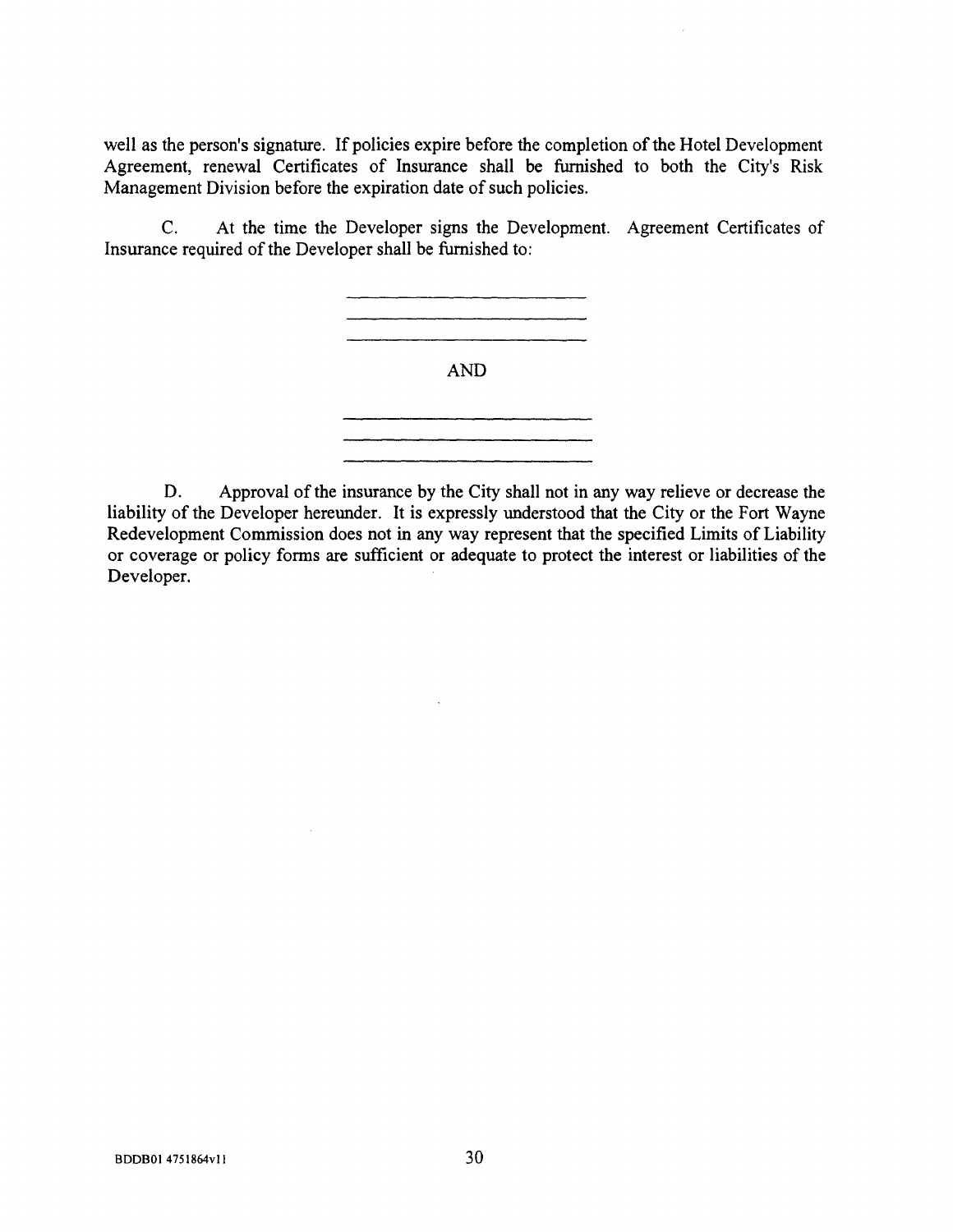well as the person's signature. If policies expire before the completion of the Hotel Development Agreement, renewal Certificates of Insurance shall be furnished to both the City's Risk Management Division before the expiration date of such policies.

C. At the time the Developer signs the Development. Agreement Certificates of Insurance required of the Developer shall be furnished to:

\_\_\_\_\_\_\_\_\_\_\_\_\_\_\_\_\_\_\_\_\_\_\_\_\_\_\_\_

\_\_\_\_\_\_\_\_\_\_\_\_\_\_\_\_\_\_\_\_\_\_\_\_\_\_\_\_

\_\_\_\_\_\_\_\_\_\_\_\_\_\_\_\_\_\_\_\_\_\_\_\_\_\_\_\_

AND

\_\_\_\_\_\_\_\_\_\_\_\_\_\_\_\_\_\_\_\_\_\_\_\_\_\_\_\_

\_\_\_\_\_\_\_\_\_\_\_\_\_\_\_\_\_\_\_\_\_\_\_\_\_\_\_\_

\_\_\_\_\_\_\_\_\_\_\_\_\_\_\_\_\_\_\_\_\_\_\_\_\_\_\_\_

D. Approval of the insurance by the City shall not in any way relieve or decrease the liability of the Developer hereunder. It is expressly understood that the City or the Fort Wayne Redevelopment Commission does not in any way represent that the specified Limits of Liability or coverage or policy forms are sufficient or adequate to protect the interest or liabilities of the Developer.

BDDB01 4751864v11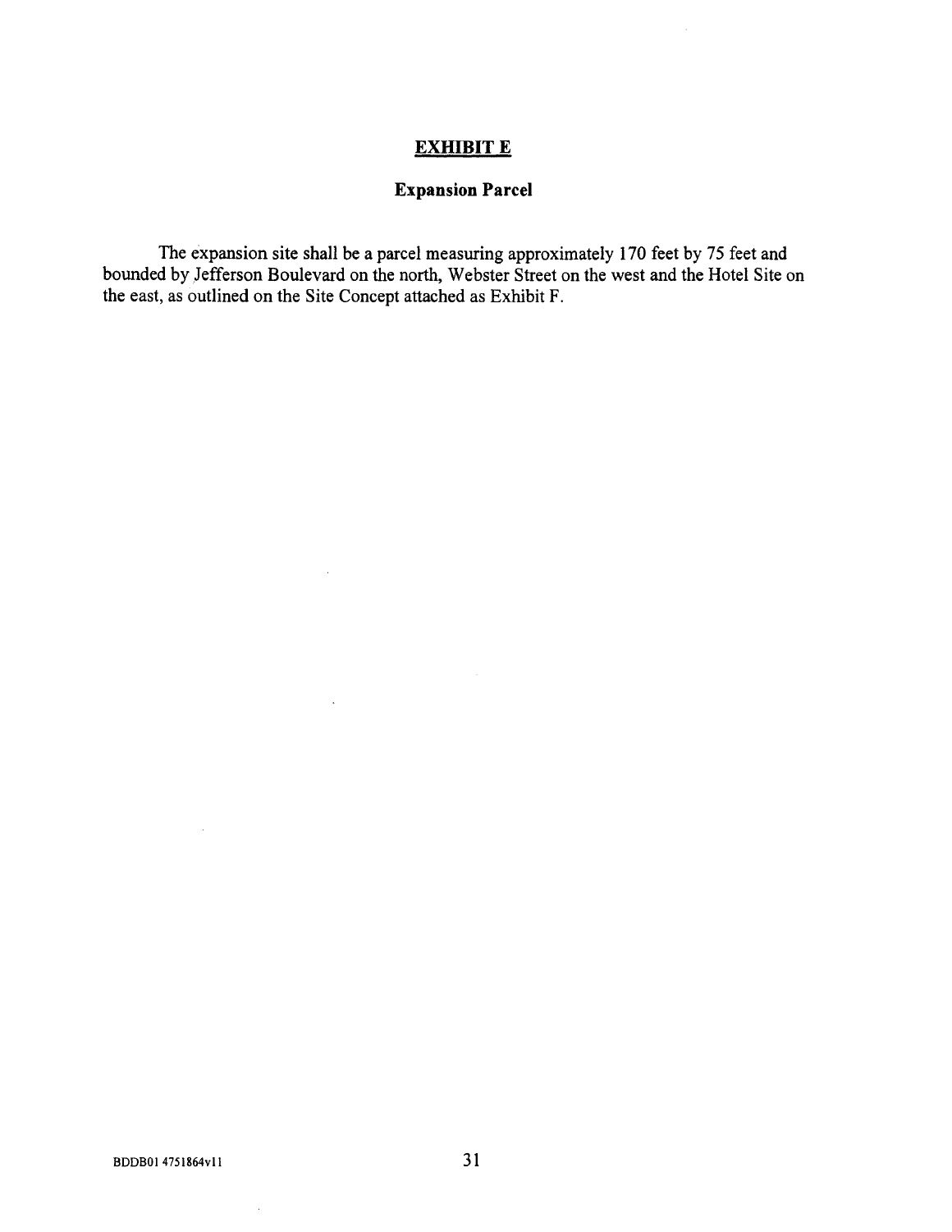# EXHIBIT E

## Expansion Parcel

The expansion site shall be a parcel measuring approximately 170 feet by 75 feet and bounded by Jefferson Boulevard on the north, Webster Street on the west and the Hotel Site on the east, as outlined on the Site Concept attached as Exhibit F.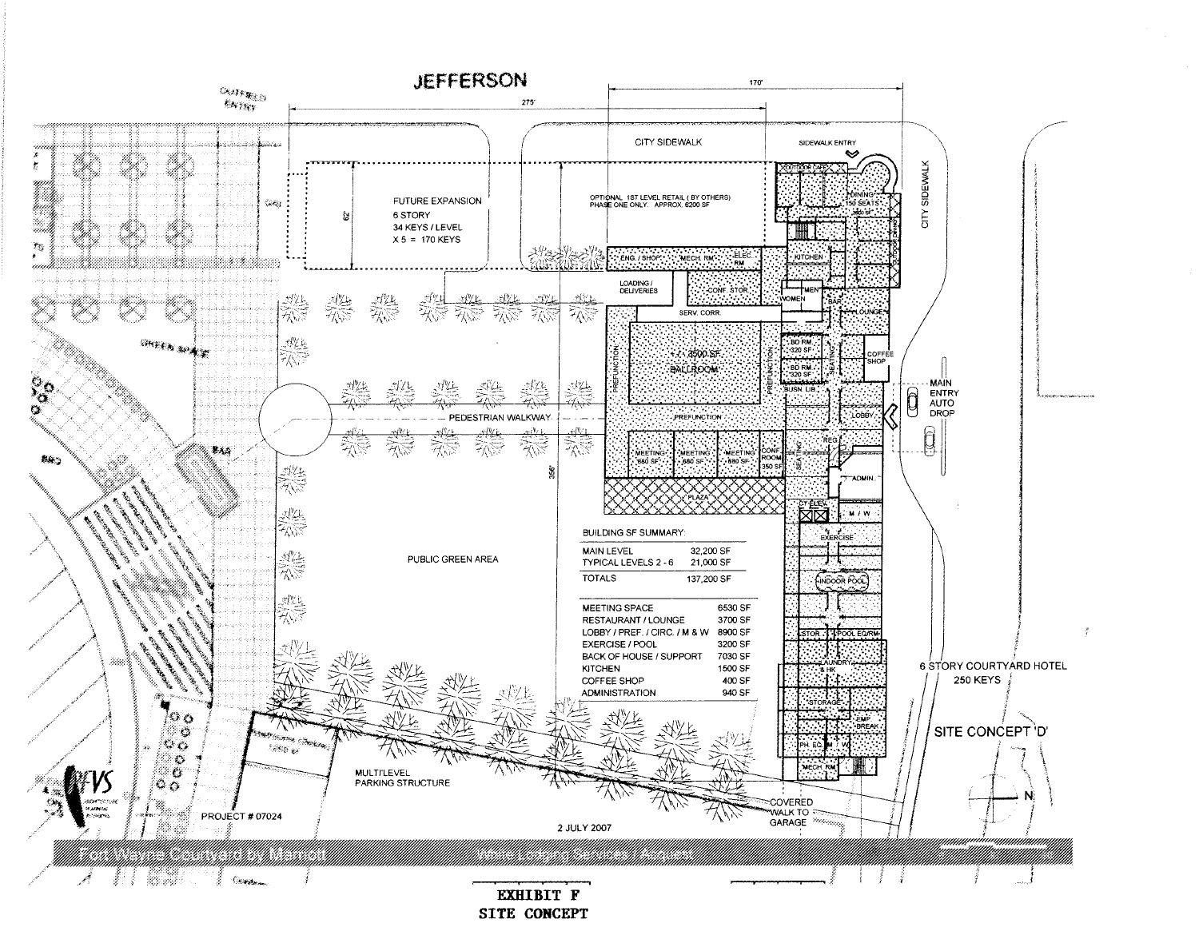JEFFERSON

FUTURE EXPANSION
6 STORY
34 KEYS / LEVEL
X 5 = 170 KEYS

OPTIONAL 1ST LEVEL RETAIL (BY OTHERS)
PHASE ONE ONLY. APPROX. 6200 SF

BUILDING SF SUMMARY:

| | |
|---|---|
| MAIN LEVEL | 32,200 SF |
| TYPICAL LEVELS 2 - 6 | 21,000 SF |
| TOTALS | 137,200 SF |

| | |
|---|---|
| MEETING SPACE | 6530 SF |
| RESTAURANT / LOUNGE | 3700 SF |
| LOBBY / PREF. / CIRC. / M & W | 8900 SF |
| EXERCISE / POOL | 3200 SF |
| BACK OF HOUSE / SUPPORT | 7030 SF |
| KITCHEN | 1500 SF |
| COFFEE SHOP | 400 SF |
| ADMINISTRATION | 940 SF |

6 STORY COURTYARD HOTEL
250 KEYS

SITE CONCEPT 'D'

PROJECT # 07024

2 JULY 2007

Fort Wayne Courtyard by Marriott

White Lodging Services / Acquest

**EXHIBIT F**
**SITE CONCEPT**